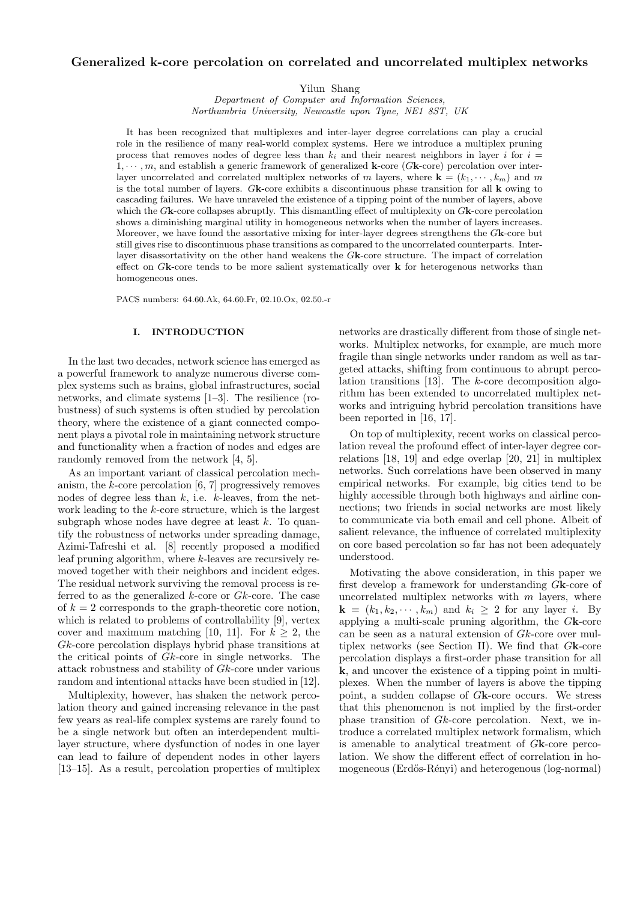# Generalized k-core percolation on correlated and uncorrelated multiplex networks

Yilun Shang

*Department of Computer and Information Sciences, Northumbria University, Newcastle upon Tyne, NE1 8ST, UK*

It has been recognized that multiplexes and inter-layer degree correlations can play a crucial role in the resilience of many real-world complex systems. Here we introduce a multiplex pruning process that removes nodes of degree less than $k_i$ and their nearest neighbors in layer $i$ for $i = 1, \cdots, m$, and establish a generic framework of generalized **k**-core (*G***k**-core) percolation over inter-layer uncorrelated and correlated multiplex networks of $m$ layers, where $\mathbf{k} = (k_1, \cdots, k_m)$ and $m$ is the total number of layers. *G***k**-core exhibits a discontinuous phase transition for all **k** owing to cascading failures. We have unraveled the existence of a tipping point of the number of layers, above which the *G***k**-core collapses abruptly. This dismantling effect of multiplexity on *G***k**-core percolation shows a diminishing marginal utility in homogeneous networks when the number of layers increases. Moreover, we have found the assortative mixing for inter-layer degrees strengthens the *G***k**-core but still gives rise to discontinuous phase transitions as compared to the uncorrelated counterparts. Inter-layer disassortativity on the other hand weakens the *G***k**-core structure. The impact of correlation effect on *G***k**-core tends to be more salient systematically over **k** for heterogenous networks than homogeneous ones.

PACS numbers: 64.60.Ak, 64.60.Fr, 02.10.Ox, 02.50.-r

## I. INTRODUCTION

In the last two decades, network science has emerged as a powerful framework to analyze numerous diverse complex systems such as brains, global infrastructures, social networks, and climate systems [1–3]. The resilience (robustness) of such systems is often studied by percolation theory, where the existence of a giant connected component plays a pivotal role in maintaining network structure and functionality when a fraction of nodes and edges are randomly removed from the network [4, 5].

As an important variant of classical percolation mechanism, the $k$-core percolation [6, 7] progressively removes nodes of degree less than $k$, i.e. $k$-leaves, from the network leading to the $k$-core structure, which is the largest subgraph whose nodes have degree at least $k$. To quantify the robustness of networks under spreading damage, Azimi-Tafreshi et al. [8] recently proposed a modified leaf pruning algorithm, where $k$-leaves are recursively removed together with their neighbors and incident edges. The residual network surviving the removal process is referred to as the generalized $k$-core or *G*$k$-core. The case of $k = 2$ corresponds to the graph-theoretic core notion, which is related to problems of controllability [9], vertex cover and maximum matching [10, 11]. For $k \geq 2$, the *G*$k$-core percolation displays hybrid phase transitions at the critical points of *G*$k$-core in single networks. The attack robustness and stability of *G*$k$-core under various random and intentional attacks have been studied in [12].

Multiplexity, however, has shaken the network percolation theory and gained increasing relevance in the past few years as real-life complex systems are rarely found to be a single network but often an interdependent multilayer structure, where dysfunction of nodes in one layer can lead to failure of dependent nodes in other layers [13–15]. As a result, percolation properties of multiplex networks are drastically different from those of single networks. Multiplex networks, for example, are much more fragile than single networks under random as well as targeted attacks, shifting from continuous to abrupt percolation transitions [13]. The $k$-core decomposition algorithm has been extended to uncorrelated multiplex networks and intriguing hybrid percolation transitions have been reported in [16, 17].

On top of multiplexity, recent works on classical percolation reveal the profound effect of inter-layer degree correlations [18, 19] and edge overlap [20, 21] in multiplex networks. Such correlations have been observed in many empirical networks. For example, big cities tend to be highly accessible through both highways and airline connections; two friends in social networks are most likely to communicate via both email and cell phone. Albeit of salient relevance, the influence of correlated multiplexity on core based percolation so far has not been adequately understood.

Motivating the above consideration, in this paper we first develop a framework for understanding *G***k**-core of uncorrelated multiplex networks with $m$ layers, where $\mathbf{k} = (k_1, k_2, \cdots, k_m)$ and $k_i \geq 2$ for any layer $i$. By applying a multi-scale pruning algorithm, the *G***k**-core can be seen as a natural extension of *G*$k$-core over multiplex networks (see Section II). We find that *G***k**-core percolation displays a first-order phase transition for all **k**, and uncover the existence of a tipping point in multiplexes. When the number of layers is above the tipping point, a sudden collapse of *G***k**-core occurs. We stress that this phenomenon is not implied by the first-order phase transition of *G*$k$-core percolation. Next, we introduce a correlated multiplex network formalism, which is amenable to analytical treatment of *G***k**-core percolation. We show the different effect of correlation in homogeneous (Erdős-Rényi) and heterogenous (log-normal)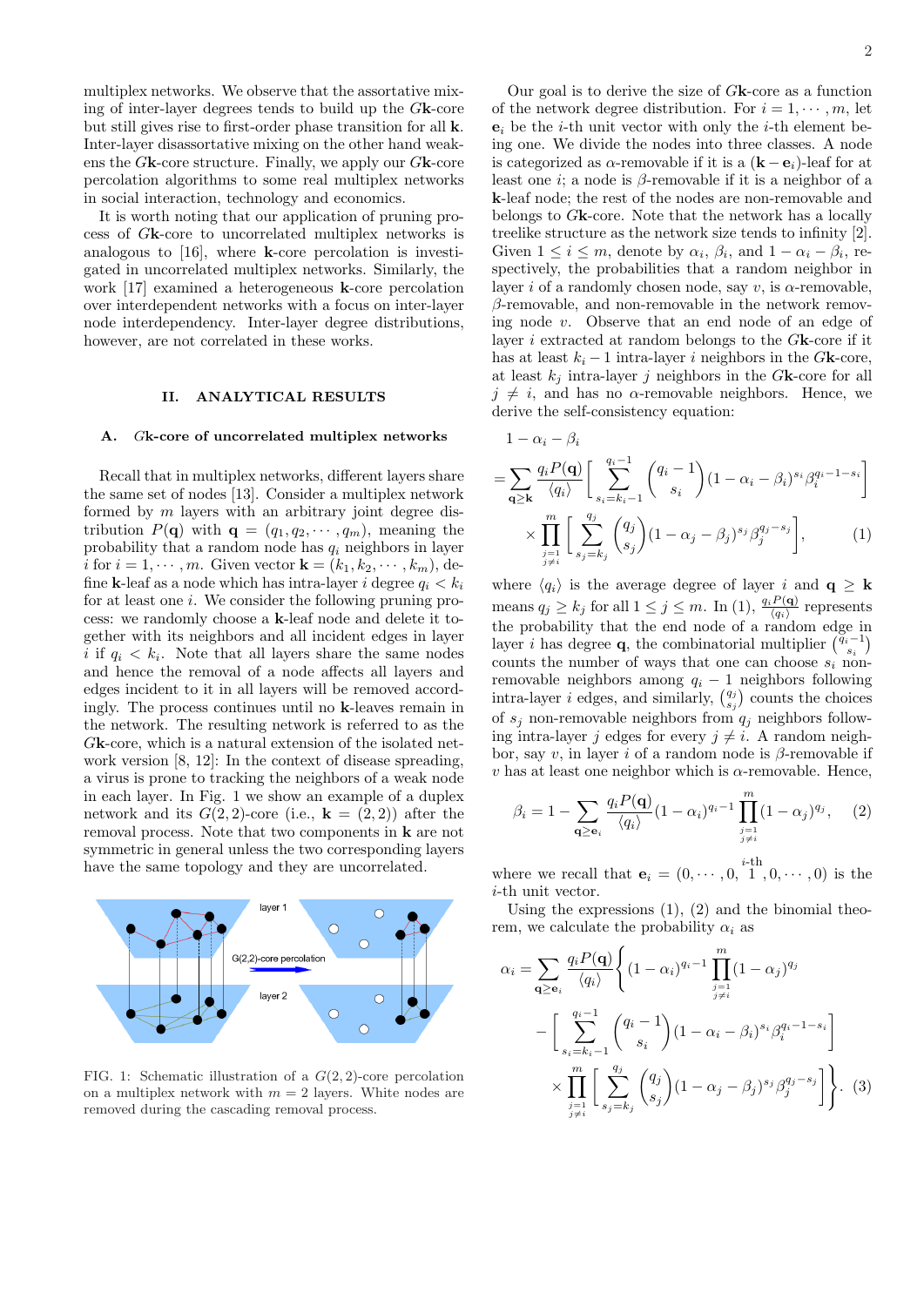multiplex networks. We observe that the assortative mixing of inter-layer degrees tends to build up the $G\mathbf{k}$-core but still gives rise to first-order phase transition for all $\mathbf{k}$. Inter-layer disassortative mixing on the other hand weakens the $G\mathbf{k}$-core structure. Finally, we apply our $G\mathbf{k}$-core percolation algorithms to some real multiplex networks in social interaction, technology and economics.

It is worth noting that our application of pruning process of $G\mathbf{k}$-core to uncorrelated multiplex networks is analogous to [16], where $\mathbf{k}$-core percolation is investigated in uncorrelated multiplex networks. Similarly, the work [17] examined a heterogeneous $\mathbf{k}$-core percolation over interdependent networks with a focus on inter-layer node interdependency. Inter-layer degree distributions, however, are not correlated in these works.

## II. ANALYTICAL RESULTS

### A. $G\mathbf{k}$-core of uncorrelated multiplex networks

Recall that in multiplex networks, different layers share the same set of nodes [13]. Consider a multiplex network formed by $m$ layers with an arbitrary joint degree distribution $P(\mathbf{q})$ with $\mathbf{q} = (q_1, q_2, \cdots, q_m)$, meaning the probability that a random node has $q_i$ neighbors in layer $i$ for $i = 1, \cdots, m$. Given vector $\mathbf{k} = (k_1, k_2, \cdots, k_m)$, define $\mathbf{k}$-leaf as a node which has intra-layer $i$ degree $q_i < k_i$ for at least one $i$. We consider the following pruning process: we randomly choose a $\mathbf{k}$-leaf node and delete it together with its neighbors and all incident edges in layer $i$ if $q_i < k_i$. Note that all layers share the same nodes and hence the removal of a node affects all layers and edges incident to it in all layers will be removed accordingly. The process continues until no $\mathbf{k}$-leaves remain in the network. The resulting network is referred to as the $G\mathbf{k}$-core, which is a natural extension of the isolated network version [8, 12]: In the context of disease spreading, a virus is prone to tracking the neighbors of a weak node in each layer. In Fig. 1 we show an example of a duplex network and its $G(2, 2)$-core (i.e., $\mathbf{k} = (2, 2)$) after the removal process. Note that two components in $\mathbf{k}$ are not symmetric in general unless the two corresponding layers have the same topology and they are uncorrelated.

FIG. 1: Schematic illustration of a $G(2, 2)$-core percolation on a multiplex network with $m = 2$ layers. White nodes are removed during the cascading removal process.

Our goal is to derive the size of $G\mathbf{k}$-core as a function of the network degree distribution. For $i = 1, \cdots, m$, let $\mathbf{e}_i$ be the $i$-th unit vector with only the $i$-th element being one. We divide the nodes into three classes. A node is categorized as $\alpha$-removable if it is a $(\mathbf{k} - \mathbf{e}_i)$-leaf for at least one $i$; a node is $\beta$-removable if it is a neighbor of a $\mathbf{k}$-leaf node; the rest of the nodes are non-removable and belongs to $G\mathbf{k}$-core. Note that the network has a locally treelike structure as the network size tends to infinity [2]. Given $1 \le i \le m$, denote by $\alpha_i$, $\beta_i$, and $1 - \alpha_i - \beta_i$, respectively, the probabilities that a random neighbor in layer $i$ of a randomly chosen node, say $v$, is $\alpha$-removable, $\beta$-removable, and non-removable in the network removing node $v$. Observe that an end node of an edge of layer $i$ extracted at random belongs to the $G\mathbf{k}$-core if it has at least $k_i - 1$ intra-layer $i$ neighbors in the $G\mathbf{k}$-core, at least $k_j$ intra-layer $j$ neighbors in the $G\mathbf{k}$-core for all $j \ne i$, and has no $\alpha$-removable neighbors. Hence, we derive the self-consistency equation:

$$
\begin{aligned}
&1 - \alpha_i - \beta_i \\
&= \sum_{\mathbf{q} \ge \mathbf{k}} \frac{q_i P(\mathbf{q})}{\langle q_i \rangle} \left[ \sum_{s_i = k_i - 1}^{q_i - 1} \binom{q_i - 1}{s_i} (1 - \alpha_i - \beta_i)^{s_i} \beta_i^{q_i - 1 - s_i} \right] \\
&\quad \times \prod_{\substack{j=1 \\ j \ne i}}^{m} \left[ \sum_{s_j = k_j}^{q_j} \binom{q_j}{s_j} (1 - \alpha_j - \beta_j)^{s_j} \beta_j^{q_j - s_j} \right], \qquad (1)
\end{aligned}
$$

where $\langle q_i \rangle$ is the average degree of layer $i$ and $\mathbf{q} \ge \mathbf{k}$ means $q_j \ge k_j$ for all $1 \le j \le m$. In (1), $\frac{q_i P(\mathbf{q})}{\langle q_i \rangle}$ represents the probability that the end node of a random edge in layer $i$ has degree $\mathbf{q}$, the combinatorial multiplier $\binom{q_i - 1}{s_i}$ counts the number of ways that one can choose $s_i$ non-removable neighbors among $q_i - 1$ neighbors following intra-layer $i$ edges, and similarly, $\binom{q_j}{s_j}$ counts the choices of $s_j$ non-removable neighbors from $q_j$ neighbors following intra-layer $j$ edges for every $j \ne i$. A random neighbor, say $v$, in layer $i$ of a random node is $\beta$-removable if $v$ has at least one neighbor which is $\alpha$-removable. Hence,

$$
\beta_i = 1 - \sum_{\mathbf{q} \ge \mathbf{e}_i} \frac{q_i P(\mathbf{q})}{\langle q_i \rangle} (1 - \alpha_i)^{q_i - 1} \prod_{\substack{j=1 \\ j \ne i}}^{m} (1 - \alpha_j)^{q_j}, \qquad (2)
$$

where we recall that $\mathbf{e}_i = (0, \cdots, 0, \overset{i\text{-th}}{1}, 0, \cdots, 0)$ is the $i$-th unit vector.

Using the expressions (1), (2) and the binomial theorem, we calculate the probability $\alpha_i$ as

$$
\begin{aligned}
\alpha_i = \sum_{\mathbf{q} \ge \mathbf{e}_i} \frac{q_i P(\mathbf{q})}{\langle q_i \rangle} \Bigg\{ &(1 - \alpha_i)^{q_i - 1} \prod_{\substack{j=1 \\ j \ne i}}^{m} (1 - \alpha_j)^{q_j} \\
&- \left[ \sum_{s_i = k_i - 1}^{q_i - 1} \binom{q_i - 1}{s_i} (1 - \alpha_i - \beta_i)^{s_i} \beta_i^{q_i - 1 - s_i} \right] \\
&\times \prod_{\substack{j=1 \\ j \ne i}}^{m} \left[ \sum_{s_j = k_j}^{q_j} \binom{q_j}{s_j} (1 - \alpha_j - \beta_j)^{s_j} \beta_j^{q_j - s_j} \right] \Bigg\}. \qquad (3)
\end{aligned}
$$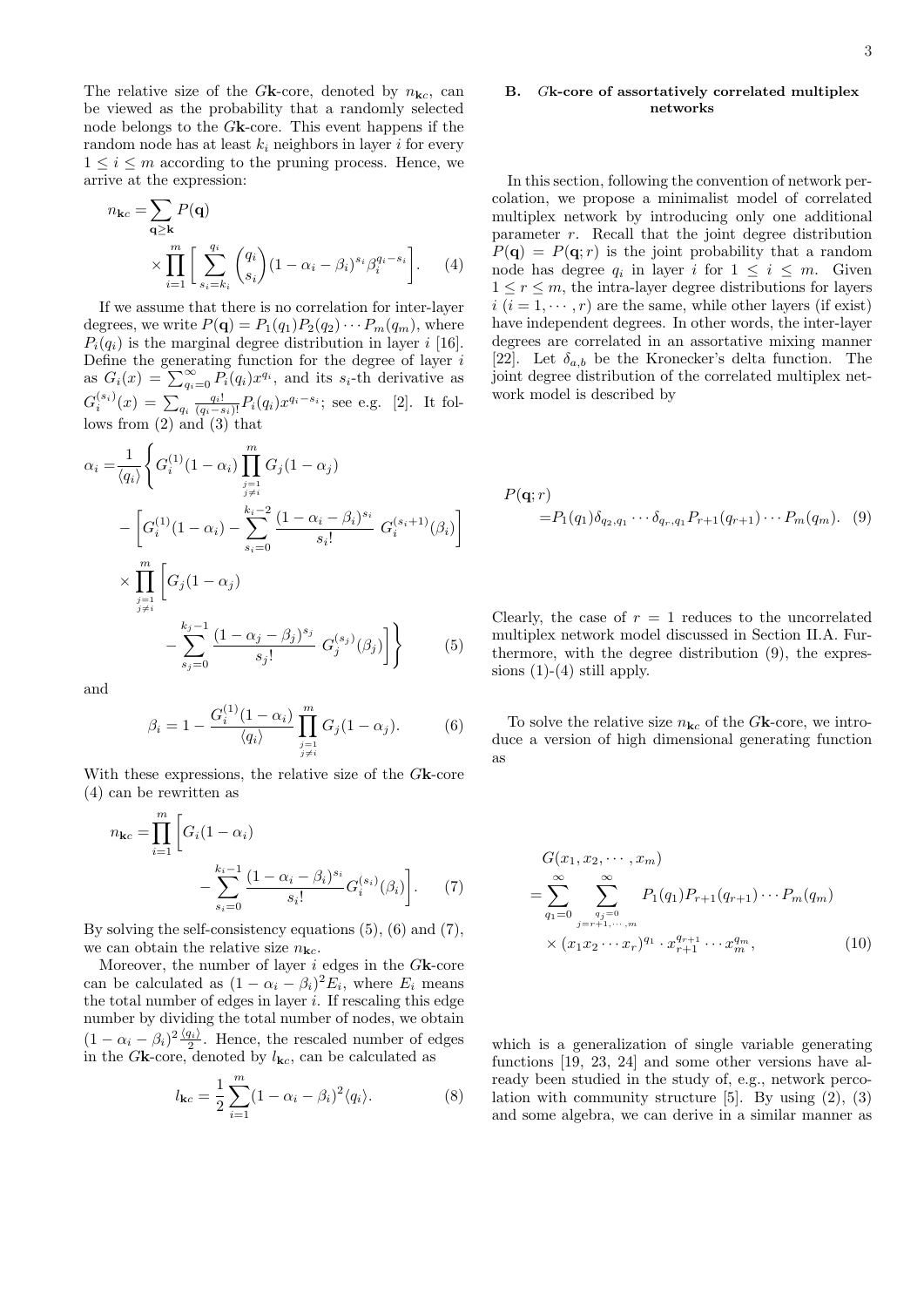The relative size of the $G\mathbf{k}$-core, denoted by $n_{\mathbf{kc}}$, can be viewed as the probability that a randomly selected node belongs to the $G\mathbf{k}$-core. This event happens if the random node has at least $k_i$ neighbors in layer $i$ for every $1 \le i \le m$ according to the pruning process. Hence, we arrive at the expression:

$$
\begin{aligned}
n_{\mathbf{kc}} =& \sum_{\mathbf{q}\ge\mathbf{k}} P(\mathbf{q}) \\
&\times \prod_{i=1}^{m} \Big[ \sum_{s_i=k_i}^{q_i} \binom{q_i}{s_i} (1-\alpha_i-\beta_i)^{s_i} \beta_i^{q_i-s_i} \Big]. \qquad (4)
\end{aligned}
$$

If we assume that there is no correlation for inter-layer degrees, we write $P(\mathbf{q}) = P_1(q_1)P_2(q_2)\cdots P_m(q_m)$, where $P_i(q_i)$ is the marginal degree distribution in layer $i$ [16]. Define the generating function for the degree of layer $i$ as $G_i(x) = \sum_{q_i=0}^{\infty} P_i(q_i)x^{q_i}$, and its $s_i$-th derivative as $G_i^{(s_i)}(x) = \sum_{q_i} \frac{q_i!}{(q_i-s_i)!} P_i(q_i) x^{q_i-s_i}$; see e.g. [2]. It follows from (2) and (3) that

$$
\begin{aligned}
\alpha_i =& \frac{1}{\langle q_i\rangle} \Bigg\{ G_i^{(1)}(1-\alpha_i) \prod_{\substack{j=1\\ j\neq i}}^{m} G_j(1-\alpha_j) \\
&- \Bigg[ G_i^{(1)}(1-\alpha_i) - \sum_{s_i=0}^{k_i-2} \frac{(1-\alpha_i-\beta_i)^{s_i}}{s_i!} \, G_i^{(s_i+1)}(\beta_i) \Bigg] \\
&\times \prod_{\substack{j=1\\ j\neq i}}^{m} \Bigg[ G_j(1-\alpha_j) \\
&\qquad - \sum_{s_j=0}^{k_j-1} \frac{(1-\alpha_j-\beta_j)^{s_j}}{s_j!} \, G_j^{(s_j)}(\beta_j) \Bigg] \Bigg\} \qquad (5)
\end{aligned}
$$

and

$$
\beta_i = 1 - \frac{G_i^{(1)}(1-\alpha_i)}{\langle q_i\rangle} \prod_{\substack{j=1\\ j\neq i}}^{m} G_j(1-\alpha_j). \qquad (6)
$$

With these expressions, the relative size of the $G\mathbf{k}$-core (4) can be rewritten as

$$
\begin{aligned}
n_{\mathbf{kc}} =& \prod_{i=1}^{m} \Bigg[ G_i(1-\alpha_i) \\
&\qquad - \sum_{s_i=0}^{k_i-1} \frac{(1-\alpha_i-\beta_i)^{s_i}}{s_i!} G_i^{(s_i)}(\beta_i) \Bigg]. \qquad (7)
\end{aligned}
$$

By solving the self-consistency equations (5), (6) and (7), we can obtain the relative size $n_{\mathbf{kc}}$.

Moreover, the number of layer $i$ edges in the $G\mathbf{k}$-core can be calculated as $(1-\alpha_i-\beta_i)^2 E_i$, where $E_i$ means the total number of edges in layer $i$. If rescaling this edge number by dividing the total number of nodes, we obtain $(1-\alpha_i-\beta_i)^2 \frac{\langle q_i\rangle}{2}$. Hence, the rescaled number of edges in the $G\mathbf{k}$-core, denoted by $l_{\mathbf{kc}}$, can be calculated as

$$
l_{\mathbf{kc}} = \frac{1}{2} \sum_{i=1}^{m} (1-\alpha_i-\beta_i)^2 \langle q_i\rangle. \qquad (8)
$$

### B. $G\mathbf{k}$-core of assortatively correlated multiplex networks

In this section, following the convention of network percolation, we propose a minimalist model of correlated multiplex network by introducing only one additional parameter $r$. Recall that the joint degree distribution $P(\mathbf{q}) = P(\mathbf{q}; r)$ is the joint probability that a random node has degree $q_i$ in layer $i$ for $1 \le i \le m$. Given $1 \le r \le m$, the intra-layer degree distributions for layers $i$ ($i = 1, \cdots, r$) are the same, while other layers (if exist) have independent degrees. In other words, the inter-layer degrees are correlated in an assortative mixing manner [22]. Let $\delta_{a,b}$ be the Kronecker's delta function. The joint degree distribution of the correlated multiplex network model is described by

$$
\begin{aligned}
&P(\mathbf{q}; r) \\
&= P_1(q_1)\delta_{q_2,q_1} \cdots \delta_{q_r,q_1} P_{r+1}(q_{r+1}) \cdots P_m(q_m). \qquad (9)
\end{aligned}
$$

Clearly, the case of $r = 1$ reduces to the uncorrelated multiplex network model discussed in Section II.A. Furthermore, with the degree distribution (9), the expressions (1)-(4) still apply.

To solve the relative size $n_{\mathbf{kc}}$ of the $G\mathbf{k}$-core, we introduce a version of high dimensional generating function as

$$
\begin{aligned}
&G(x_1, x_2, \cdots, x_m) \\
&= \sum_{q_1=0}^{\infty} \sum_{\substack{q_j=0\\ j=r+1,\cdots,m}}^{\infty} P_1(q_1) P_{r+1}(q_{r+1}) \cdots P_m(q_m) \\
&\quad \times (x_1 x_2 \cdots x_r)^{q_1} \cdot x_{r+1}^{q_{r+1}} \cdots x_m^{q_m}, \qquad (10)
\end{aligned}
$$

which is a generalization of single variable generating functions [19, 23, 24] and some other versions have already been studied in the study of, e.g., network percolation with community structure [5]. By using (2), (3) and some algebra, we can derive in a similar manner as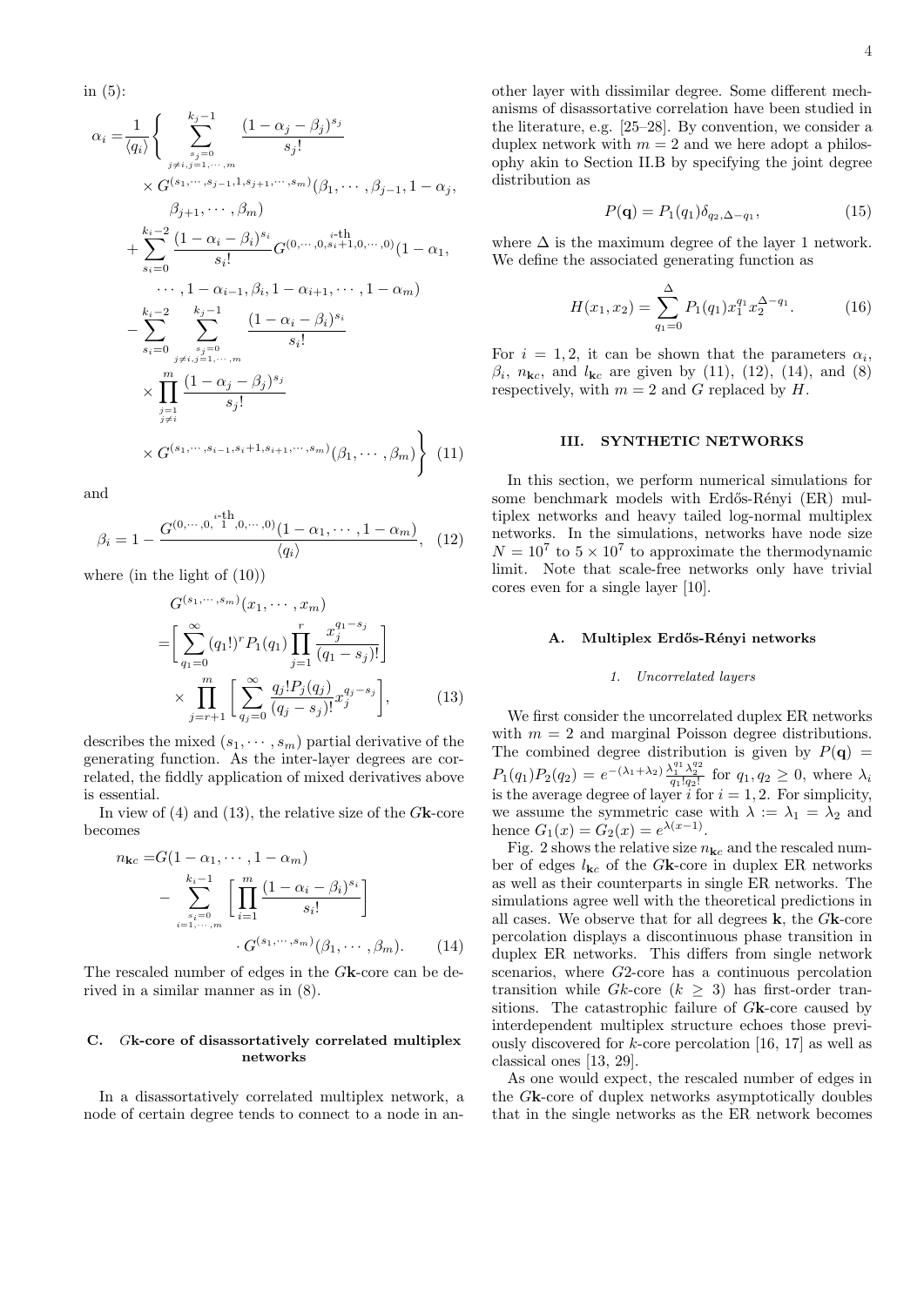in (5):

$$
\begin{aligned}
\alpha_i =& \frac{1}{\langle q_i \rangle} \Bigg\{ \sum_{\substack{s_j=0 \\ j\neq i, j=1,\cdots,m}}^{k_j-1} \frac{(1-\alpha_j-\beta_j)^{s_j}}{s_j!} \\
&\times G^{(s_1,\cdots,s_{j-1},1,s_{j+1},\cdots,s_m)}(\beta_1,\cdots,\beta_{j-1},1-\alpha_j, \\
&\quad \beta_{j+1},\cdots,\beta_m) \\
&+ \sum_{s_i=0}^{k_i-2} \frac{(1-\alpha_i-\beta_i)^{s_i}}{s_i!} G^{(0,\cdots,0,\overset{i\text{-th}}{s_i+1},0,\cdots,0)}(1-\alpha_1, \\
&\quad \cdots,1-\alpha_{i-1},\beta_i,1-\alpha_{i+1},\cdots,1-\alpha_m) \\
&- \sum_{s_i=0}^{k_i-2} \sum_{\substack{s_j=0 \\ j\neq i, j=1,\cdots,m}}^{k_j-1} \frac{(1-\alpha_i-\beta_i)^{s_i}}{s_i!} \\
&\times \prod_{\substack{j=1 \\ j\neq i}}^{m} \frac{(1-\alpha_j-\beta_j)^{s_j}}{s_j!} \\
&\times G^{(s_1,\cdots,s_{i-1},s_i+1,s_{i+1},\cdots,s_m)}(\beta_1,\cdots,\beta_m) \Bigg\} \quad (11)
\end{aligned}
$$

and

$$
\beta_i = 1 - \frac{G^{(0,\cdots,0,\overset{i\text{-th}}{1},0,\cdots,0)}(1-\alpha_1,\cdots,1-\alpha_m)}{\langle q_i \rangle}, \quad (12)
$$

where (in the light of (10))

$$
\begin{aligned}
&G^{(s_1,\cdots,s_m)}(x_1,\cdots,x_m) \\
=& \Big[ \sum_{q_1=0}^{\infty} (q_1!)^r P_1(q_1) \prod_{j=1}^{r} \frac{x_j^{q_1-s_j}}{(q_1-s_j)!} \Big] \\
&\times \prod_{j=r+1}^{m} \Big[ \sum_{q_j=0}^{\infty} \frac{q_j! P_j(q_j)}{(q_j-s_j)!} x_j^{q_j-s_j} \Big], \quad (13)
\end{aligned}
$$

describes the mixed $(s_1,\cdots,s_m)$ partial derivative of the generating function. As the inter-layer degrees are correlated, the fiddly application of mixed derivatives above is essential.

In view of (4) and (13), the relative size of the $G\mathbf{k}$-core becomes

$$
\begin{aligned}
n_{\mathbf{k}c} =& G(1-\alpha_1,\cdots,1-\alpha_m) \\
&- \sum_{\substack{s_i=0 \\ i=1,\cdots,m}}^{k_i-1} \Big[ \prod_{i=1}^{m} \frac{(1-\alpha_i-\beta_i)^{s_i}}{s_i!} \Big] \\
&\cdot G^{(s_1,\cdots,s_m)}(\beta_1,\cdots,\beta_m). \quad (14)
\end{aligned}
$$

The rescaled number of edges in the $G\mathbf{k}$-core can be derived in a similar manner as in (8).

### C. $G\mathbf{k}$-core of disassortatively correlated multiplex networks

In a disassortatively correlated multiplex network, a node of certain degree tends to connect to a node in another layer with dissimilar degree. Some different mechanisms of disassortative correlation have been studied in the literature, e.g. [25–28]. By convention, we consider a duplex network with $m = 2$ and we here adopt a philosophy akin to Section II.B by specifying the joint degree distribution as

$$
P(\mathbf{q}) = P_1(q_1)\delta_{q_2,\Delta-q_1}, \quad (15)
$$

where $\Delta$ is the maximum degree of the layer 1 network. We define the associated generating function as

$$
H(x_1,x_2) = \sum_{q_1=0}^{\Delta} P_1(q_1) x_1^{q_1} x_2^{\Delta-q_1}. \quad (16)
$$

For $i = 1,2$, it can be shown that the parameters $\alpha_i$, $\beta_i$, $n_{\mathbf{k}c}$, and $l_{\mathbf{k}c}$ are given by (11), (12), (14), and (8) respectively, with $m = 2$ and $G$ replaced by $H$.

## III. SYNTHETIC NETWORKS

In this section, we perform numerical simulations for some benchmark models with Erdős-Rényi (ER) multiplex networks and heavy tailed log-normal multiplex networks. In the simulations, networks have node size $N = 10^7$ to $5 \times 10^7$ to approximate the thermodynamic limit. Note that scale-free networks only have trivial cores even for a single layer [10].

### A. Multiplex Erdős-Rényi networks

#### 1. Uncorrelated layers

We first consider the uncorrelated duplex ER networks with $m = 2$ and marginal Poisson degree distributions. The combined degree distribution is given by $P(\mathbf{q}) = P_1(q_1)P_2(q_2) = e^{-(\lambda_1+\lambda_2)} \frac{\lambda_1^{q_1}\lambda_2^{q_2}}{q_1! q_2!}$ for $q_1, q_2 \geq 0$, where $\lambda_i$ is the average degree of layer $i$ for $i = 1,2$. For simplicity, we assume the symmetric case with $\lambda := \lambda_1 = \lambda_2$ and hence $G_1(x) = G_2(x) = e^{\lambda(x-1)}$.

Fig. 2 shows the relative size $n_{\mathbf{k}c}$ and the rescaled number of edges $l_{\mathbf{k}c}$ of the $G\mathbf{k}$-core in duplex ER networks as well as their counterparts in single ER networks. The simulations agree well with the theoretical predictions in all cases. We observe that for all degrees $\mathbf{k}$, the $G\mathbf{k}$-core percolation displays a discontinuous phase transition in duplex ER networks. This differs from single network scenarios, where $G2$-core has a continuous percolation transition while $Gk$-core ($k \geq 3$) has first-order transitions. The catastrophic failure of $G\mathbf{k}$-core caused by interdependent multiplex structure echoes those previously discovered for $k$-core percolation [16, 17] as well as classical ones [13, 29].

As one would expect, the rescaled number of edges in the $G\mathbf{k}$-core of duplex networks asymptotically doubles that in the single networks as the ER network becomes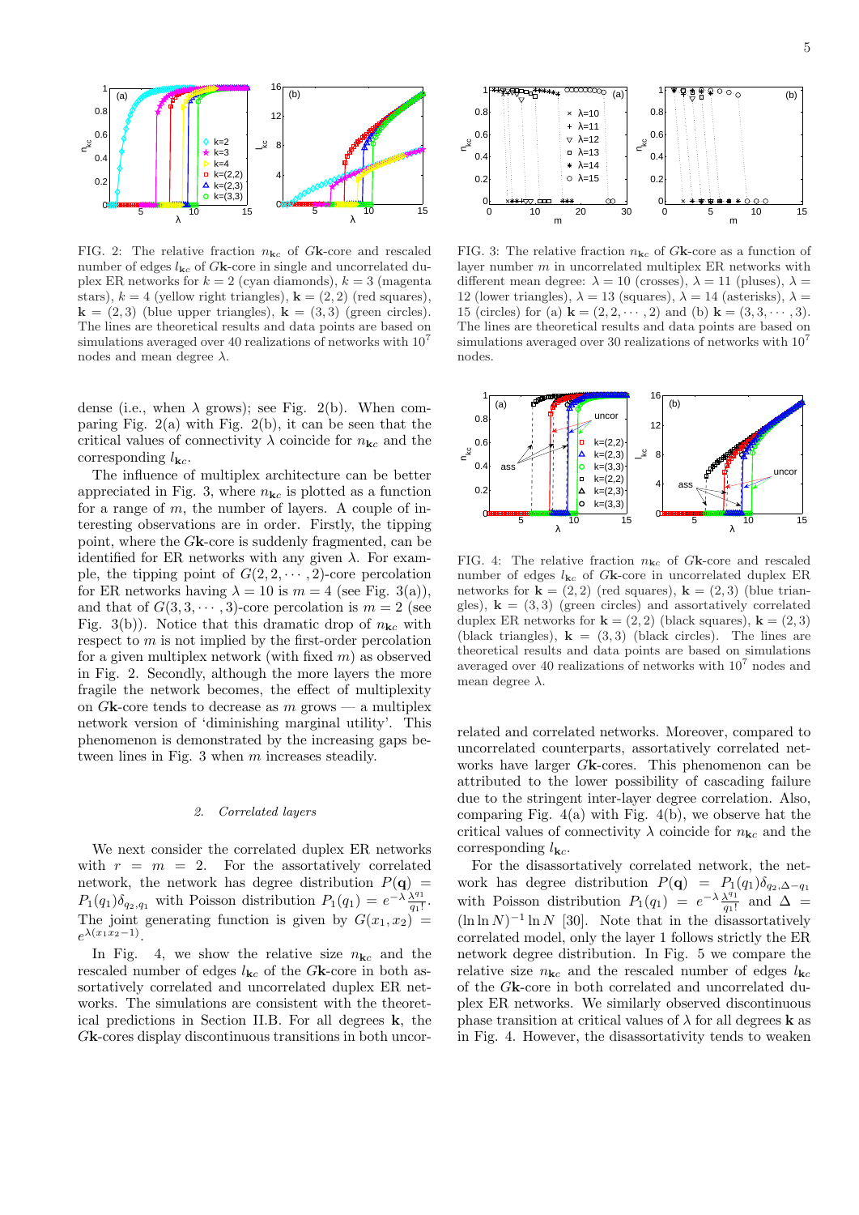FIG. 2: The relative fraction $n_{\mathbf{kc}}$ of $G\mathbf{k}$-core and rescaled number of edges $l_{\mathbf{kc}}$ of $G\mathbf{k}$-core in single and uncorrelated duplex ER networks for $k = 2$ (cyan diamonds), $k = 3$ (magenta stars), $k = 4$ (yellow right triangles), $\mathbf{k} = (2, 2)$ (red squares), $\mathbf{k} = (2, 3)$ (blue upper triangles), $\mathbf{k} = (3, 3)$ (green circles). The lines are theoretical results and data points are based on simulations averaged over 40 realizations of networks with $10^7$ nodes and mean degree $\lambda$.

FIG. 3: The relative fraction $n_{\mathbf{kc}}$ of $G\mathbf{k}$-core as a function of layer number $m$ in uncorrelated multiplex ER networks with different mean degree: $\lambda = 10$ (crosses), $\lambda = 11$ (pluses), $\lambda = 12$ (lower triangles), $\lambda = 13$ (squares), $\lambda = 14$ (asterisks), $\lambda = 15$ (circles) for (a) $\mathbf{k} = (2, 2, \cdots, 2)$ and (b) $\mathbf{k} = (3, 3, \cdots, 3)$. The lines are theoretical results and data points are based on simulations averaged over 30 realizations of networks with $10^7$ nodes.

dense (i.e., when $\lambda$ grows); see Fig. 2(b). When comparing Fig. 2(a) with Fig. 2(b), it can be seen that the critical values of connectivity $\lambda$ coincide for $n_{\mathbf{kc}}$ and the corresponding $l_{\mathbf{kc}}$.

The influence of multiplex architecture can be better appreciated in Fig. 3, where $n_{\mathbf{kc}}$ is plotted as a function for a range of $m$, the number of layers. A couple of interesting observations are in order. Firstly, the tipping point, where the $G\mathbf{k}$-core is suddenly fragmented, can be identified for ER networks with any given $\lambda$. For example, the tipping point of $G(2, 2, \cdots, 2)$-core percolation for ER networks having $\lambda = 10$ is $m = 4$ (see Fig. 3(a)), and that of $G(3, 3, \cdots, 3)$-core percolation is $m = 2$ (see Fig. 3(b)). Notice that this dramatic drop of $n_{\mathbf{kc}}$ with respect to $m$ is not implied by the first-order percolation for a given multiplex network (with fixed $m$) as observed in Fig. 2. Secondly, although the more layers the more fragile the network becomes, the effect of multiplexity on $G\mathbf{k}$-core tends to decrease as $m$ grows — a multiplex network version of 'diminishing marginal utility'. This phenomenon is demonstrated by the increasing gaps between lines in Fig. 3 when $m$ increases steadily.

### 2. *Correlated layers*

We next consider the correlated duplex ER networks with $r = m = 2$. For the assortatively correlated network, the network has degree distribution $P(\mathbf{q}) = P_1(q_1)\delta_{q_2,q_1}$ with Poisson distribution $P_1(q_1) = e^{-\lambda}\frac{\lambda^{q_1}}{q_1!}$. The joint generating function is given by $G(x_1, x_2) = e^{\lambda(x_1x_2-1)}$.

In Fig. 4, we show the relative size $n_{\mathbf{kc}}$ and the rescaled number of edges $l_{\mathbf{kc}}$ of the $G\mathbf{k}$-core in both assortatively correlated and uncorrelated duplex ER networks. The simulations are consistent with the theoretical predictions in Section II.B. For all degrees $\mathbf{k}$, the $G\mathbf{k}$-cores display discontinuous transitions in both uncorrelated and correlated networks. Moreover, compared to uncorrelated counterparts, assortatively correlated networks have larger $G\mathbf{k}$-cores. This phenomenon can be attributed to the lower possibility of cascading failure due to the stringent inter-layer degree correlation. Also, comparing Fig. 4(a) with Fig. 4(b), we observe hat the critical values of connectivity $\lambda$ coincide for $n_{\mathbf{kc}}$ and the corresponding $l_{\mathbf{kc}}$.

FIG. 4: The relative fraction $n_{\mathbf{kc}}$ of $G\mathbf{k}$-core and rescaled number of edges $l_{\mathbf{kc}}$ of $G\mathbf{k}$-core in uncorrelated duplex ER networks for $\mathbf{k} = (2, 2)$ (red squares), $\mathbf{k} = (2, 3)$ (blue triangles), $\mathbf{k} = (3, 3)$ (green circles) and assortatively correlated duplex ER networks for $\mathbf{k} = (2, 2)$ (black squares), $\mathbf{k} = (2, 3)$ (black triangles), $\mathbf{k} = (3, 3)$ (black circles). The lines are theoretical results and data points are based on simulations averaged over 40 realizations of networks with $10^7$ nodes and mean degree $\lambda$.

For the disassortatively correlated network, the network has degree distribution $P(\mathbf{q}) = P_1(q_1)\delta_{q_2,\Delta-q_1}$ with Poisson distribution $P_1(q_1) = e^{-\lambda}\frac{\lambda^{q_1}}{q_1!}$ and $\Delta = (\ln\ln N)^{-1}\ln N$ [30]. Note that in the disassortatively correlated model, only the layer 1 follows strictly the ER network degree distribution. In Fig. 5 we compare the relative size $n_{\mathbf{kc}}$ and the rescaled number of edges $l_{\mathbf{kc}}$ of the $G\mathbf{k}$-core in both correlated and uncorrelated duplex ER networks. We similarly observed discontinuous phase transition at critical values of $\lambda$ for all degrees $\mathbf{k}$ as in Fig. 4. However, the disassortativity tends to weaken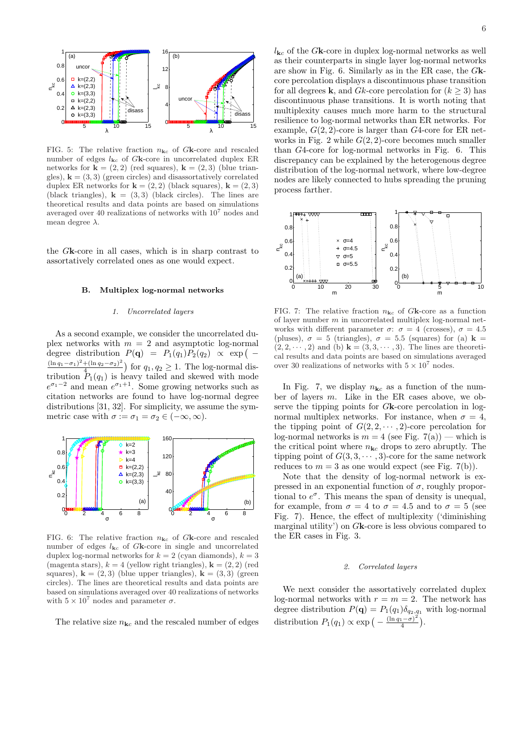FIG. 5: The relative fraction $n_{\mathbf{k}c}$ of $G\mathbf{k}$-core and rescaled number of edges $l_{\mathbf{k}c}$ of $G\mathbf{k}$-core in uncorrelated duplex ER networks for $\mathbf{k} = (2, 2)$ (red squares), $\mathbf{k} = (2, 3)$ (blue triangles), $\mathbf{k} = (3, 3)$ (green circles) and disassortatively correlated duplex ER networks for $\mathbf{k} = (2, 2)$ (black squares), $\mathbf{k} = (2, 3)$ (black triangles), $\mathbf{k} = (3, 3)$ (black circles). The lines are theoretical results and data points are based on simulations averaged over 40 realizations of networks with $10^7$ nodes and mean degree $\lambda$.

the $G\mathbf{k}$-core in all cases, which is in sharp contrast to assortatively correlated ones as one would expect.

### B. Multiplex log-normal networks

#### 1. *Uncorrelated layers*

As a second example, we consider the uncorrelated duplex networks with $m = 2$ and asymptotic log-normal degree distribution $P(\mathbf{q}) = P_1(q_1)P_2(q_2) \propto \exp\big(-\frac{(\ln q_1-\sigma_1)^2+(\ln q_2-\sigma_2)^2}{4}\big)$ for $q_1, q_2 \geq 1$. The log-normal distribution $P_1(q_1)$ is heavy tailed and skewed with mode $e^{\sigma_1-2}$ and mean $e^{\sigma_1+1}$. Some growing networks such as citation networks are found to have log-normal degree distributions [31, 32]. For simplicity, we assume the symmetric case with $\sigma := \sigma_1 = \sigma_2 \in (-\infty, \infty)$.

FIG. 6: The relative fraction $n_{\mathbf{k}c}$ of $G\mathbf{k}$-core and rescaled number of edges $l_{\mathbf{k}c}$ of $G\mathbf{k}$-core in single and uncorrelated duplex log-normal networks for $k = 2$ (cyan diamonds), $k = 3$ (magenta stars), $k = 4$ (yellow right triangles), $\mathbf{k} = (2, 2)$ (red squares), $\mathbf{k} = (2, 3)$ (blue upper triangles), $\mathbf{k} = (3, 3)$ (green circles). The lines are theoretical results and data points are based on simulations averaged over 40 realizations of networks with $5 \times 10^7$ nodes and parameter $\sigma$.

The relative size $n_{\mathbf{k}c}$ and the rescaled number of edges $l_{\mathbf{k}c}$ of the $G\mathbf{k}$-core in duplex log-normal networks as well as their counterparts in single layer log-normal networks are show in Fig. 6. Similarly as in the ER case, the $G\mathbf{k}$-core percolation displays a discontinuous phase transition for all degrees $\mathbf{k}$, and $Gk$-core percolation ($k \geq 3$) has discontinuous phase transitions. It is worth noting that multiplexity causes much more harm to the structural resilience to log-normal networks than ER networks. For example, $G(2, 2)$-core is larger than $G4$-core for ER networks in Fig. 2 while $G(2, 2)$-core becomes much smaller than $G4$-core for log-normal networks in Fig. 6. This discrepancy can be explained by the heterogenous degree distribution of the log-normal network, where low-degree nodes are likely connected to hubs spreading the pruning process farther.

FIG. 7: The relative fraction $n_{\mathbf{k}c}$ of $G\mathbf{k}$-core as a function of layer number $m$ in uncorrelated multiplex log-normal networks with different parameter $\sigma$: $\sigma = 4$ (crosses), $\sigma = 4.5$ (pluses), $\sigma = 5$ (triangles), $\sigma = 5.5$ (squares) for (a) $\mathbf{k} = (2, 2, \cdots, 2)$ and (b) $\mathbf{k} = (3, 3, \cdots, 3)$. The lines are theoretical results and data points are based on simulations averaged over 30 realizations of networks with $5 \times 10^7$ nodes.

In Fig. 7, we display $n_{\mathbf{k}c}$ as a function of the number of layers $m$. Like in the ER cases above, we observe the tipping points for $G\mathbf{k}$-core percolation in log-normal multiplex networks. For instance, when $\sigma = 4$, the tipping point of $G(2, 2, \cdots, 2)$-core percolation for log-normal networks is $m = 4$ (see Fig. 7(a)) — which is the critical point where $n_{\mathbf{k}c}$ drops to zero abruptly. The tipping point of $G(3, 3, \cdots, 3)$-core for the same network reduces to $m = 3$ as one would expect (see Fig. 7(b)).

Note that the density of log-normal network is expressed in an exponential function of $\sigma$, roughly proportional to $e^{\sigma}$. This means the span of density is unequal, for example, from $\sigma = 4$ to $\sigma = 4.5$ and to $\sigma = 5$ (see Fig. 7). Hence, the effect of multiplexity ('diminishing marginal utility') on $G\mathbf{k}$-core is less obvious compared to the ER cases in Fig. 3.

#### 2. *Correlated layers*

We next consider the assortatively correlated duplex log-normal networks with $r = m = 2$. The network has degree distribution $P(\mathbf{q}) = P_1(q_1)\delta_{q_2,q_1}$ with log-normal distribution $P_1(q_1) \propto \exp\big(-\frac{(\ln q_1-\sigma)^2}{4}\big)$.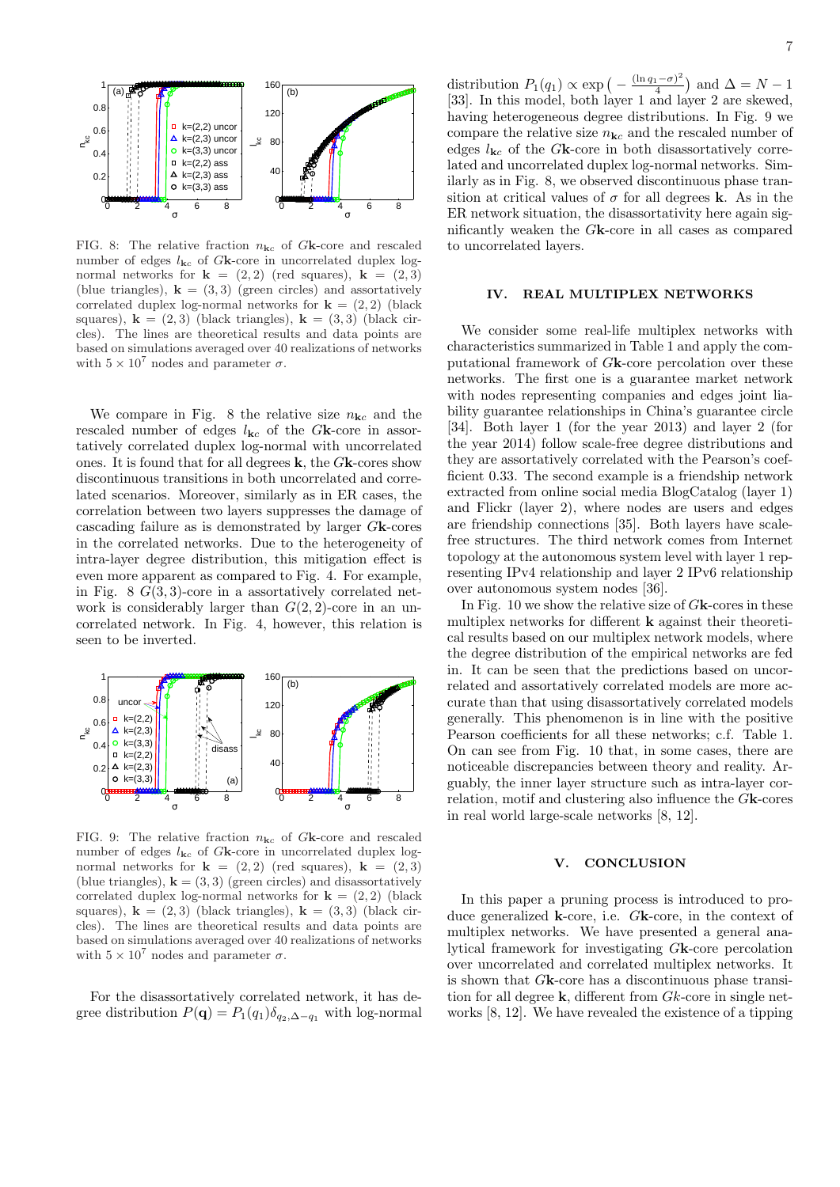FIG. 8: The relative fraction $n_{\mathbf{k}c}$ of $G\mathbf{k}$-core and rescaled number of edges $l_{\mathbf{k}c}$ of $G\mathbf{k}$-core in uncorrelated duplex log-normal networks for $\mathbf{k} = (2, 2)$ (red squares), $\mathbf{k} = (2, 3)$ (blue triangles), $\mathbf{k} = (3, 3)$ (green circles) and assortatively correlated duplex log-normal networks for $\mathbf{k} = (2, 2)$ (black squares), $\mathbf{k} = (2, 3)$ (black triangles), $\mathbf{k} = (3, 3)$ (black circles). The lines are theoretical results and data points are based on simulations averaged over 40 realizations of networks with $5 \times 10^7$ nodes and parameter $\sigma$.

We compare in Fig. 8 the relative size $n_{\mathbf{k}c}$ and the rescaled number of edges $l_{\mathbf{k}c}$ of the $G\mathbf{k}$-core in assortatively correlated duplex log-normal with uncorrelated ones. It is found that for all degrees $\mathbf{k}$, the $G\mathbf{k}$-cores show discontinuous transitions in both uncorrelated and correlated scenarios. Moreover, similarly as in ER cases, the correlation between two layers suppresses the damage of cascading failure as is demonstrated by larger $G\mathbf{k}$-cores in the correlated networks. Due to the heterogeneity of intra-layer degree distribution, this mitigation effect is even more apparent as compared to Fig. 4. For example, in Fig. 8 $G(3, 3)$-core in a assortatively correlated network is considerably larger than $G(2, 2)$-core in an uncorrelated network. In Fig. 4, however, this relation is seen to be inverted.

FIG. 9: The relative fraction $n_{\mathbf{k}c}$ of $G\mathbf{k}$-core and rescaled number of edges $l_{\mathbf{k}c}$ of $G\mathbf{k}$-core in uncorrelated duplex log-normal networks for $\mathbf{k} = (2, 2)$ (red squares), $\mathbf{k} = (2, 3)$ (blue triangles), $\mathbf{k} = (3, 3)$ (green circles) and disassortatively correlated duplex log-normal networks for $\mathbf{k} = (2, 2)$ (black squares), $\mathbf{k} = (2, 3)$ (black triangles), $\mathbf{k} = (3, 3)$ (black circles). The lines are theoretical results and data points are based on simulations averaged over 40 realizations of networks with $5 \times 10^7$ nodes and parameter $\sigma$.

For the disassortatively correlated network, it has degree distribution $P(\mathbf{q}) = P_1(q_1)\delta_{q_2,\Delta-q_1}$ with log-normal distribution $P_1(q_1) \propto \exp\left(-\frac{(\ln q_1 - \sigma)^2}{4}\right)$ and $\Delta = N - 1$ [33]. In this model, both layer 1 and layer 2 are skewed, having heterogeneous degree distributions. In Fig. 9 we compare the relative size $n_{\mathbf{k}c}$ and the rescaled number of edges $l_{\mathbf{k}c}$ of the $G\mathbf{k}$-core in both disassortatively correlated and uncorrelated duplex log-normal networks. Similarly as in Fig. 8, we observed discontinuous phase transition at critical values of $\sigma$ for all degrees $\mathbf{k}$. As in the ER network situation, the disassortativity here again significantly weaken the $G\mathbf{k}$-core in all cases as compared to uncorrelated layers.

## IV. REAL MULTIPLEX NETWORKS

We consider some real-life multiplex networks with characteristics summarized in Table 1 and apply the computational framework of $G\mathbf{k}$-core percolation over these networks. The first one is a guarantee market network with nodes representing companies and edges joint liability guarantee relationships in China's guarantee circle [34]. Both layer 1 (for the year 2013) and layer 2 (for the year 2014) follow scale-free degree distributions and they are assortatively correlated with the Pearson's coefficient 0.33. The second example is a friendship network extracted from online social media BlogCatalog (layer 1) and Flickr (layer 2), where nodes are users and edges are friendship connections [35]. Both layers have scale-free structures. The third network comes from Internet topology at the autonomous system level with layer 1 representing IPv4 relationship and layer 2 IPv6 relationship over autonomous system nodes [36].

In Fig. 10 we show the relative size of $G\mathbf{k}$-cores in these multiplex networks for different $\mathbf{k}$ against their theoretical results based on our multiplex network models, where the degree distribution of the empirical networks are fed in. It can be seen that the predictions based on uncorrelated and assortatively correlated models are more accurate than that using disassortatively correlated models generally. This phenomenon is in line with the positive Pearson coefficients for all these networks; c.f. Table 1. On can see from Fig. 10 that, in some cases, there are noticeable discrepancies between theory and reality. Arguably, the inner layer structure such as intra-layer correlation, motif and clustering also influence the $G\mathbf{k}$-cores in real world large-scale networks [8, 12].

## V. CONCLUSION

In this paper a pruning process is introduced to produce generalized $\mathbf{k}$-core, i.e. $G\mathbf{k}$-core, in the context of multiplex networks. We have presented a general analytical framework for investigating $G\mathbf{k}$-core percolation over uncorrelated and correlated multiplex networks. It is shown that $G\mathbf{k}$-core has a discontinuous phase transition for all degree $\mathbf{k}$, different from $Gk$-core in single networks [8, 12]. We have revealed the existence of a tipping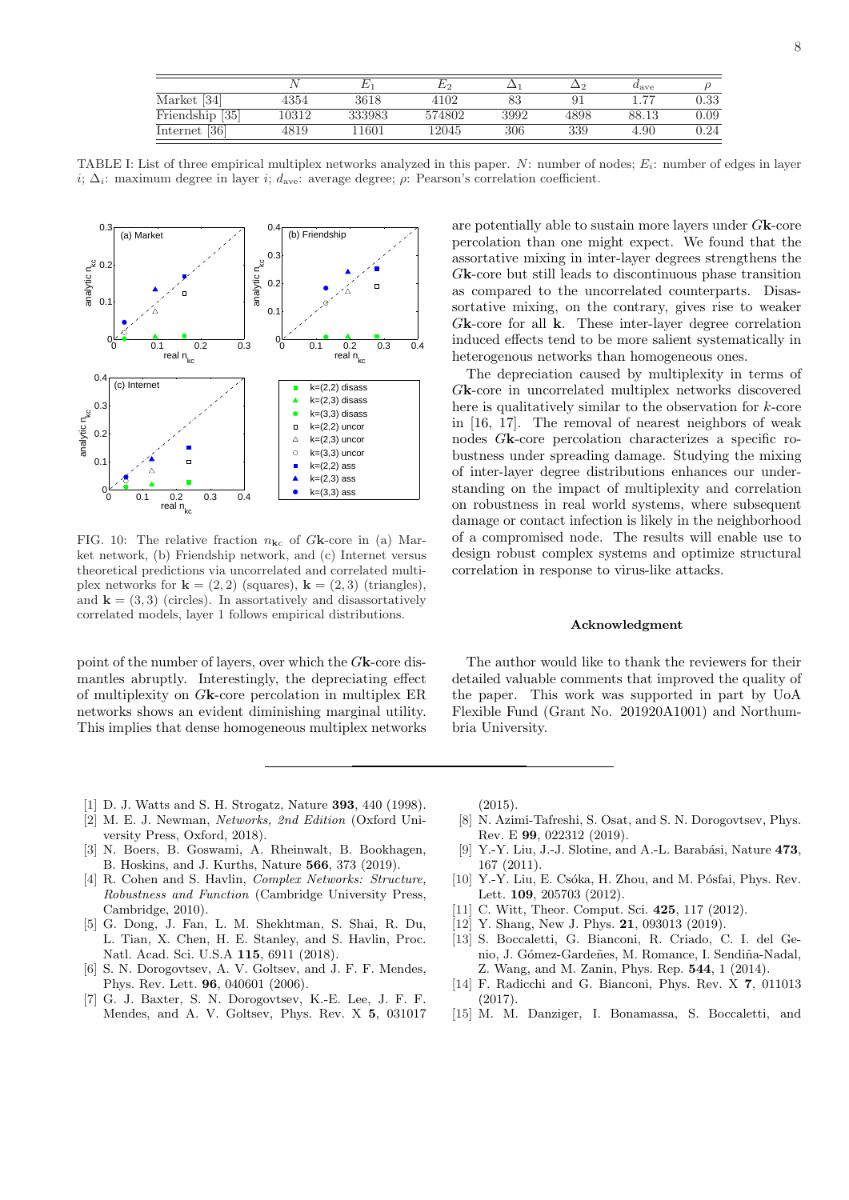|  | $N$ | $E_1$ | $E_2$ | $\Delta_1$ | $\Delta_2$ | $d_{\rm ave}$ | $\rho$ |
|---|---|---|---|---|---|---|---|
| Market [34] | 4354 | 3618 | 4102 | 83 | 91 | 1.77 | 0.33 |
| Friendship [35] | 10312 | 333983 | 574802 | 3992 | 4898 | 88.13 | 0.09 |
| Internet [36] | 4819 | 11601 | 12045 | 306 | 339 | 4.90 | 0.24 |

TABLE I: List of three empirical multiplex networks analyzed in this paper. $N$: number of nodes; $E_i$: number of edges in layer $i$; $\Delta_i$: maximum degree in layer $i$; $d_{\rm ave}$: average degree; $\rho$: Pearson's correlation coefficient.

FIG. 10: The relative fraction $n_{\mathbf{k}c}$ of $G\mathbf{k}$-core in (a) Market network, (b) Friendship network, and (c) Internet versus theoretical predictions via uncorrelated and correlated multiplex networks for $\mathbf{k} = (2, 2)$ (squares), $\mathbf{k} = (2, 3)$ (triangles), and $\mathbf{k} = (3, 3)$ (circles). In assortatively and disassortatively correlated models, layer 1 follows empirical distributions.

point of the number of layers, over which the $G\mathbf{k}$-core dismantles abruptly. Interestingly, the depreciating effect of multiplexity on $G\mathbf{k}$-core percolation in multiplex ER networks shows an evident diminishing marginal utility. This implies that dense homogeneous multiplex networks are potentially able to sustain more layers under $G\mathbf{k}$-core percolation than one might expect. We found that the assortative mixing in inter-layer degrees strengthens the $G\mathbf{k}$-core but still leads to discontinuous phase transition as compared to the uncorrelated counterparts. Disassortative mixing, on the contrary, gives rise to weaker $G\mathbf{k}$-core for all $\mathbf{k}$. These inter-layer degree correlation induced effects tend to be more salient systematically in heterogenous networks than homogeneous ones.

The depreciation caused by multiplexity in terms of $G\mathbf{k}$-core in uncorrelated multiplex networks discovered here is qualitatively similar to the observation for $k$-core in [16, 17]. The removal of nearest neighbors of weak nodes $G\mathbf{k}$-core percolation characterizes a specific robustness under spreading damage. Studying the mixing of inter-layer degree distributions enhances our understanding on the impact of multiplexity and correlation on robustness in real world systems, where subsequent damage or contact infection is likely in the neighborhood of a compromised node. The results will enable use to design robust complex systems and optimize structural correlation in response to virus-like attacks.

### Acknowledgment

The author would like to thank the reviewers for their detailed valuable comments that improved the quality of the paper. This work was supported in part by UoA Flexible Fund (Grant No. 201920A1001) and Northumbria University.

---

[1] D. J. Watts and S. H. Strogatz, Nature **393**, 440 (1998).
[2] M. E. J. Newman, *Networks, 2nd Edition* (Oxford University Press, Oxford, 2018).
[3] N. Boers, B. Goswami, A. Rheinwalt, B. Bookhagen, B. Hoskins, and J. Kurths, Nature **566**, 373 (2019).
[4] R. Cohen and S. Havlin, *Complex Networks: Structure, Robustness and Function* (Cambridge University Press, Cambridge, 2010).
[5] G. Dong, J. Fan, L. M. Shekhtman, S. Shai, R. Du, L. Tian, X. Chen, H. E. Stanley, and S. Havlin, Proc. Natl. Acad. Sci. U.S.A **115**, 6911 (2018).
[6] S. N. Dorogovtsev, A. V. Goltsev, and J. F. F. Mendes, Phys. Rev. Lett. **96**, 040601 (2006).
[7] G. J. Baxter, S. N. Dorogovtsev, K.-E. Lee, J. F. F. Mendes, and A. V. Goltsev, Phys. Rev. X **5**, 031017 (2015).
[8] N. Azimi-Tafreshi, S. Osat, and S. N. Dorogovtsev, Phys. Rev. E **99**, 022312 (2019).
[9] Y.-Y. Liu, J.-J. Slotine, and A.-L. Barabási, Nature **473**, 167 (2011).
[10] Y.-Y. Liu, E. Csóka, H. Zhou, and M. Pósfai, Phys. Rev. Lett. **109**, 205703 (2012).
[11] C. Witt, Theor. Comput. Sci. **425**, 117 (2012).
[12] Y. Shang, New J. Phys. **21**, 093013 (2019).
[13] S. Boccaletti, G. Bianconi, R. Criado, C. I. del Genio, J. Gómez-Gardeñes, M. Romance, I. Sendiña-Nadal, Z. Wang, and M. Zanin, Phys. Rep. **544**, 1 (2014).
[14] F. Radicchi and G. Bianconi, Phys. Rev. X **7**, 011013 (2017).
[15] M. M. Danziger, I. Bonamassa, S. Boccaletti, and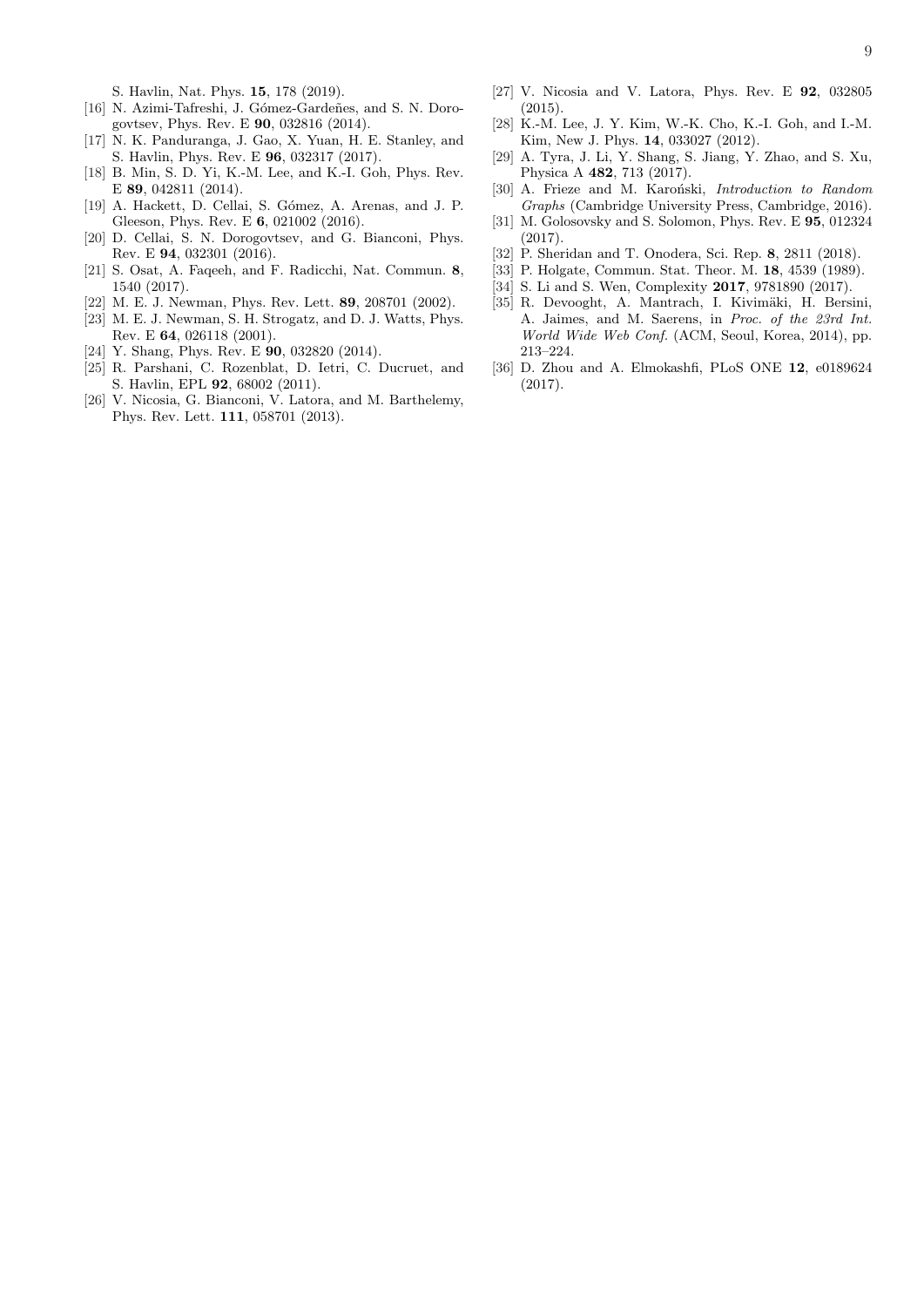S. Havlin, Nat. Phys. **15**, 178 (2019).

[16] N. Azimi-Tafreshi, J. Gómez-Gardeñes, and S. N. Dorogovtsev, Phys. Rev. E **90**, 032816 (2014).

[17] N. K. Panduranga, J. Gao, X. Yuan, H. E. Stanley, and S. Havlin, Phys. Rev. E **96**, 032317 (2017).

[18] B. Min, S. D. Yi, K.-M. Lee, and K.-I. Goh, Phys. Rev. E **89**, 042811 (2014).

[19] A. Hackett, D. Cellai, S. Gómez, A. Arenas, and J. P. Gleeson, Phys. Rev. E **6**, 021002 (2016).

[20] D. Cellai, S. N. Dorogovtsev, and G. Bianconi, Phys. Rev. E **94**, 032301 (2016).

[21] S. Osat, A. Faqeeh, and F. Radicchi, Nat. Commun. **8**, 1540 (2017).

[22] M. E. J. Newman, Phys. Rev. Lett. **89**, 208701 (2002).

[23] M. E. J. Newman, S. H. Strogatz, and D. J. Watts, Phys. Rev. E **64**, 026118 (2001).

[24] Y. Shang, Phys. Rev. E **90**, 032820 (2014).

[25] R. Parshani, C. Rozenblat, D. Ietri, C. Ducruet, and S. Havlin, EPL **92**, 68002 (2011).

[26] V. Nicosia, G. Bianconi, V. Latora, and M. Barthelemy, Phys. Rev. Lett. **111**, 058701 (2013).

[27] V. Nicosia and V. Latora, Phys. Rev. E **92**, 032805 (2015).

[28] K.-M. Lee, J. Y. Kim, W.-K. Cho, K.-I. Goh, and I.-M. Kim, New J. Phys. **14**, 033027 (2012).

[29] A. Tyra, J. Li, Y. Shang, S. Jiang, Y. Zhao, and S. Xu, Physica A **482**, 713 (2017).

[30] A. Frieze and M. Karoński, *Introduction to Random Graphs* (Cambridge University Press, Cambridge, 2016).

[31] M. Golosovsky and S. Solomon, Phys. Rev. E **95**, 012324 (2017).

[32] P. Sheridan and T. Onodera, Sci. Rep. **8**, 2811 (2018).

[33] P. Holgate, Commun. Stat. Theor. M. **18**, 4539 (1989).

[34] S. Li and S. Wen, Complexity **2017**, 9781890 (2017).

[35] R. Devooght, A. Mantrach, I. Kivimäki, H. Bersini, A. Jaimes, and M. Saerens, in *Proc. of the 23rd Int. World Wide Web Conf.* (ACM, Seoul, Korea, 2014), pp. 213–224.

[36] D. Zhou and A. Elmokashfi, PLoS ONE **12**, e0189624 (2017).